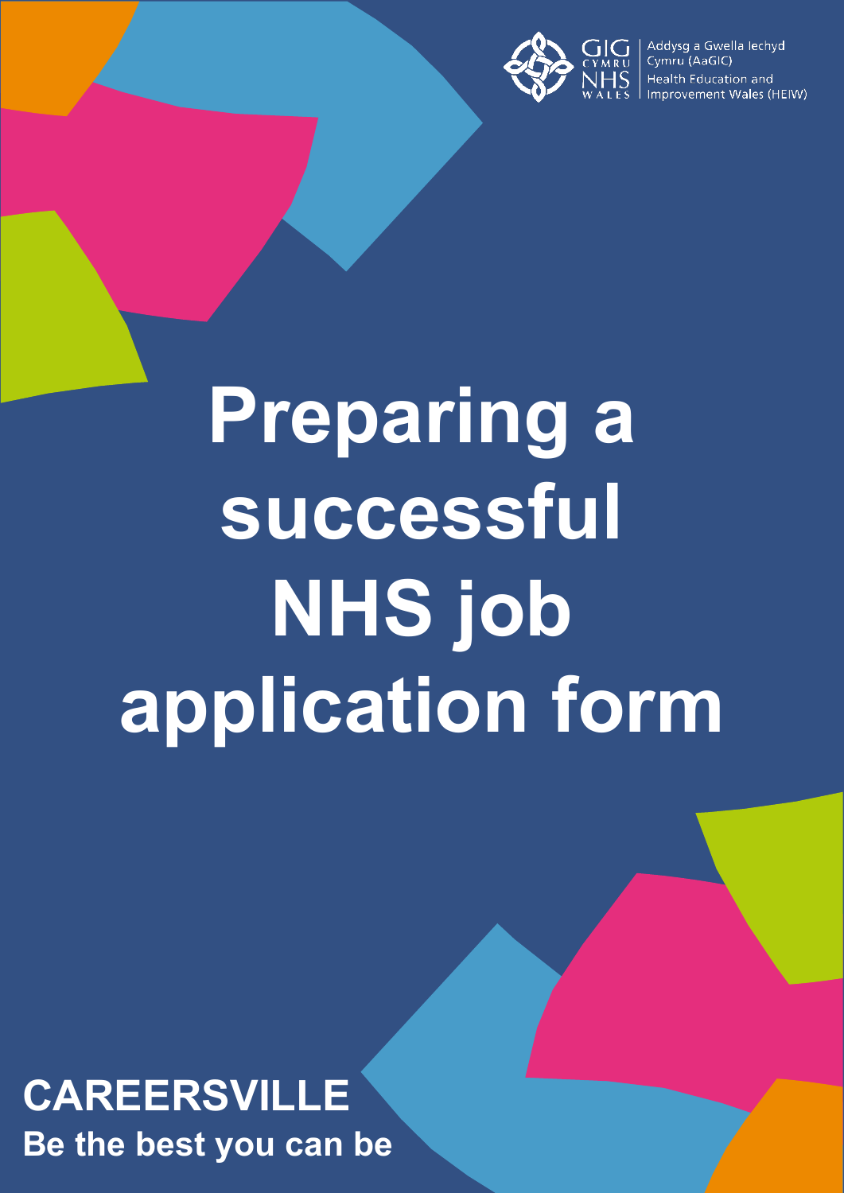GIG CYMRU NHS WALES | Addysg a Gwella Iechyd Cymru (AaGIC) Health Education and Improvement Wales (HEIW)

# Preparing a successful NHS job application form

**CAREERSVILLE**

**Be the best you can be**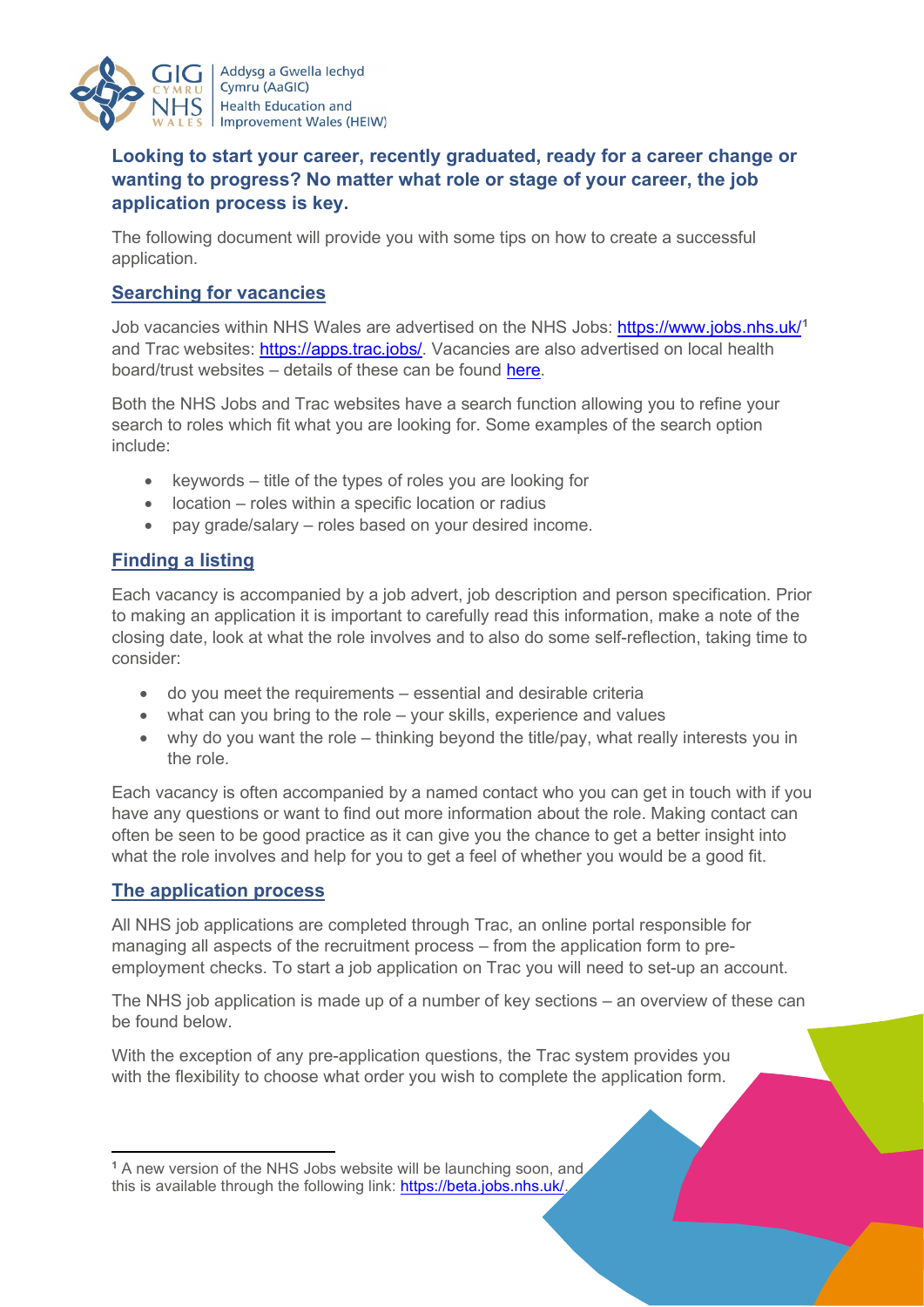**Looking to start your career, recently graduated, ready for a career change or wanting to progress? No matter what role or stage of your career, the job application process is key.**

The following document will provide you with some tips on how to create a successful application.

## Searching for vacancies

Job vacancies within NHS Wales are advertised on the NHS Jobs: https://www.jobs.nhs.uk/[1] and Trac websites: https://apps.trac.jobs/. Vacancies are also advertised on local health board/trust websites – details of these can be found here.

Both the NHS Jobs and Trac websites have a search function allowing you to refine your search to roles which fit what you are looking for. Some examples of the search option include:

- keywords – title of the types of roles you are looking for
- location – roles within a specific location or radius
- pay grade/salary – roles based on your desired income.

## Finding a listing

Each vacancy is accompanied by a job advert, job description and person specification. Prior to making an application it is important to carefully read this information, make a note of the closing date, look at what the role involves and to also do some self-reflection, taking time to consider:

- do you meet the requirements – essential and desirable criteria
- what can you bring to the role – your skills, experience and values
- why do you want the role – thinking beyond the title/pay, what really interests you in the role.

Each vacancy is often accompanied by a named contact who you can get in touch with if you have any questions or want to find out more information about the role. Making contact can often be seen to be good practice as it can give you the chance to get a better insight into what the role involves and help for you to get a feel of whether you would be a good fit.

## The application process

All NHS job applications are completed through Trac, an online portal responsible for managing all aspects of the recruitment process – from the application form to pre-employment checks. To start a job application on Trac you will need to set-up an account.

The NHS job application is made up of a number of key sections – an overview of these can be found below.

With the exception of any pre-application questions, the Trac system provides you with the flexibility to choose what order you wish to complete the application form.

---

[1] A new version of the NHS Jobs website will be launching soon, and this is available through the following link: https://beta.jobs.nhs.uk/.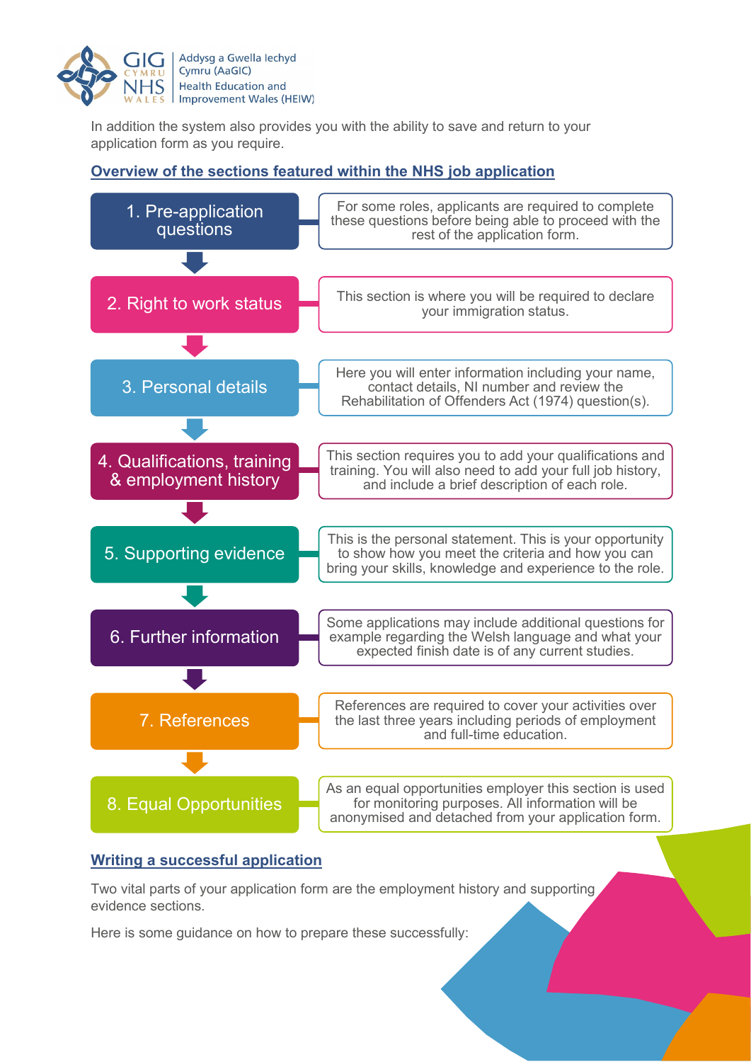In addition the system also provides you with the ability to save and return to your application form as you require.

## Overview of the sections featured within the NHS job application

| Section | Description |
|---|---|
| 1. Pre-application questions | For some roles, applicants are required to complete these questions before being able to proceed with the rest of the application form. |
| 2. Right to work status | This section is where you will be required to declare your immigration status. |
| 3. Personal details | Here you will enter information including your name, contact details, NI number and review the Rehabilitation of Offenders Act (1974) question(s). |
| 4. Qualifications, training & employment history | This section requires you to add your qualifications and training. You will also need to add your full job history, and include a brief description of each role. |
| 5. Supporting evidence | This is the personal statement. This is your opportunity to show how you meet the criteria and how you can bring your skills, knowledge and experience to the role. |
| 6. Further information | Some applications may include additional questions for example regarding the Welsh language and what your expected finish date is of any current studies. |
| 7. References | References are required to cover your activities over the last three years including periods of employment and full-time education. |
| 8. Equal Opportunities | As an equal opportunities employer this section is used for monitoring purposes. All information will be anonymised and detached from your application form. |

## Writing a successful application

Two vital parts of your application form are the employment history and supporting evidence sections.

Here is some guidance on how to prepare these successfully: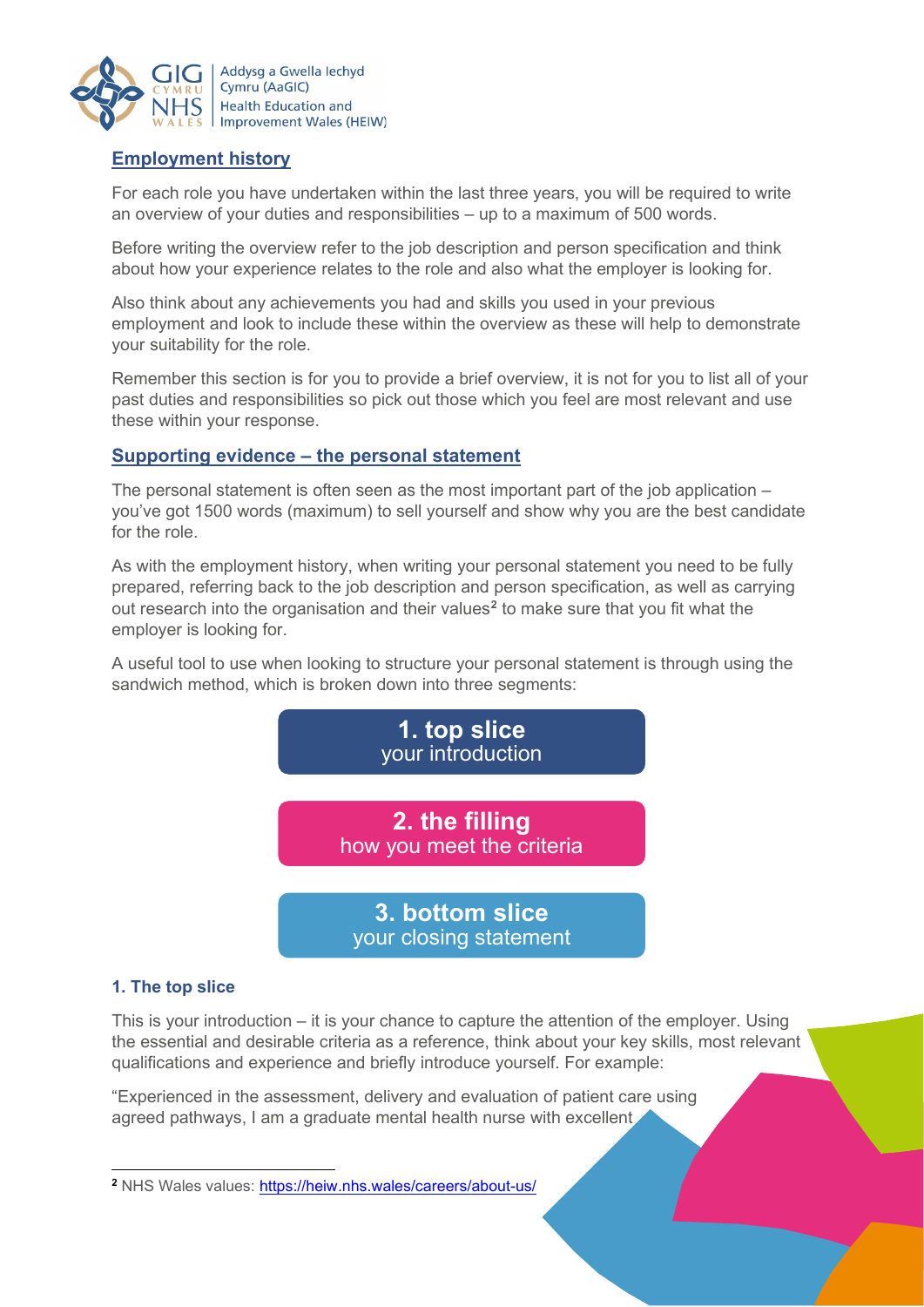## Employment history

For each role you have undertaken within the last three years, you will be required to write an overview of your duties and responsibilities – up to a maximum of 500 words.

Before writing the overview refer to the job description and person specification and think about how your experience relates to the role and also what the employer is looking for.

Also think about any achievements you had and skills you used in your previous employment and look to include these within the overview as these will help to demonstrate your suitability for the role.

Remember this section is for you to provide a brief overview, it is not for you to list all of your past duties and responsibilities so pick out those which you feel are most relevant and use these within your response.

## Supporting evidence – the personal statement

The personal statement is often seen as the most important part of the job application – you've got 1500 words (maximum) to sell yourself and show why you are the best candidate for the role.

As with the employment history, when writing your personal statement you need to be fully prepared, referring back to the job description and person specification, as well as carrying out research into the organisation and their values[2] to make sure that you fit what the employer is looking for.

A useful tool to use when looking to structure your personal statement is through using the sandwich method, which is broken down into three segments:

**1. top slice**
your introduction

**2. the filling**
how you meet the criteria

**3. bottom slice**
your closing statement

### 1. The top slice

This is your introduction – it is your chance to capture the attention of the employer. Using the essential and desirable criteria as a reference, think about your key skills, most relevant qualifications and experience and briefly introduce yourself. For example:

"Experienced in the assessment, delivery and evaluation of patient care using agreed pathways, I am a graduate mental health nurse with excellent

---

[2] NHS Wales values: https://heiw.nhs.wales/careers/about-us/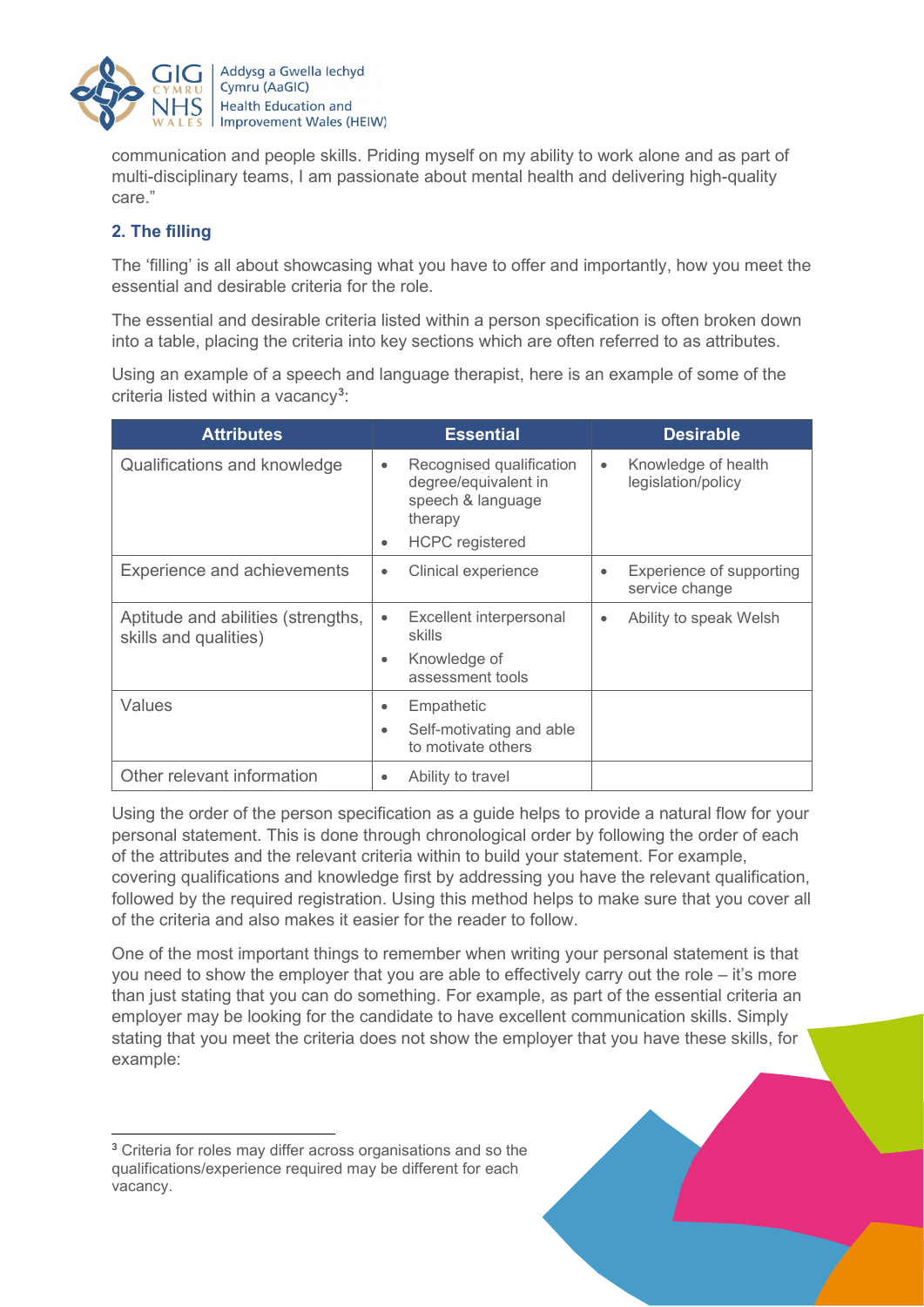communication and people skills. Priding myself on my ability to work alone and as part of multi-disciplinary teams, I am passionate about mental health and delivering high-quality care."

### 2. The filling

The 'filling' is all about showcasing what you have to offer and importantly, how you meet the essential and desirable criteria for the role.

The essential and desirable criteria listed within a person specification is often broken down into a table, placing the criteria into key sections which are often referred to as attributes.

Using an example of a speech and language therapist, here is an example of some of the criteria listed within a vacancy[3]:

| Attributes | Essential | Desirable |
|---|---|---|
| Qualifications and knowledge | • Recognised qualification degree/equivalent in speech & language therapy<br>• HCPC registered | • Knowledge of health legislation/policy |
| Experience and achievements | • Clinical experience | • Experience of supporting service change |
| Aptitude and abilities (strengths, skills and qualities) | • Excellent interpersonal skills<br>• Knowledge of assessment tools | • Ability to speak Welsh |
| Values | • Empathetic<br>• Self-motivating and able to motivate others | |
| Other relevant information | • Ability to travel | |

Using the order of the person specification as a guide helps to provide a natural flow for your personal statement. This is done through chronological order by following the order of each of the attributes and the relevant criteria within to build your statement. For example, covering qualifications and knowledge first by addressing you have the relevant qualification, followed by the required registration. Using this method helps to make sure that you cover all of the criteria and also makes it easier for the reader to follow.

One of the most important things to remember when writing your personal statement is that you need to show the employer that you are able to effectively carry out the role – it's more than just stating that you can do something. For example, as part of the essential criteria an employer may be looking for the candidate to have excellent communication skills. Simply stating that you meet the criteria does not show the employer that you have these skills, for example:

[3] Criteria for roles may differ across organisations and so the qualifications/experience required may be different for each vacancy.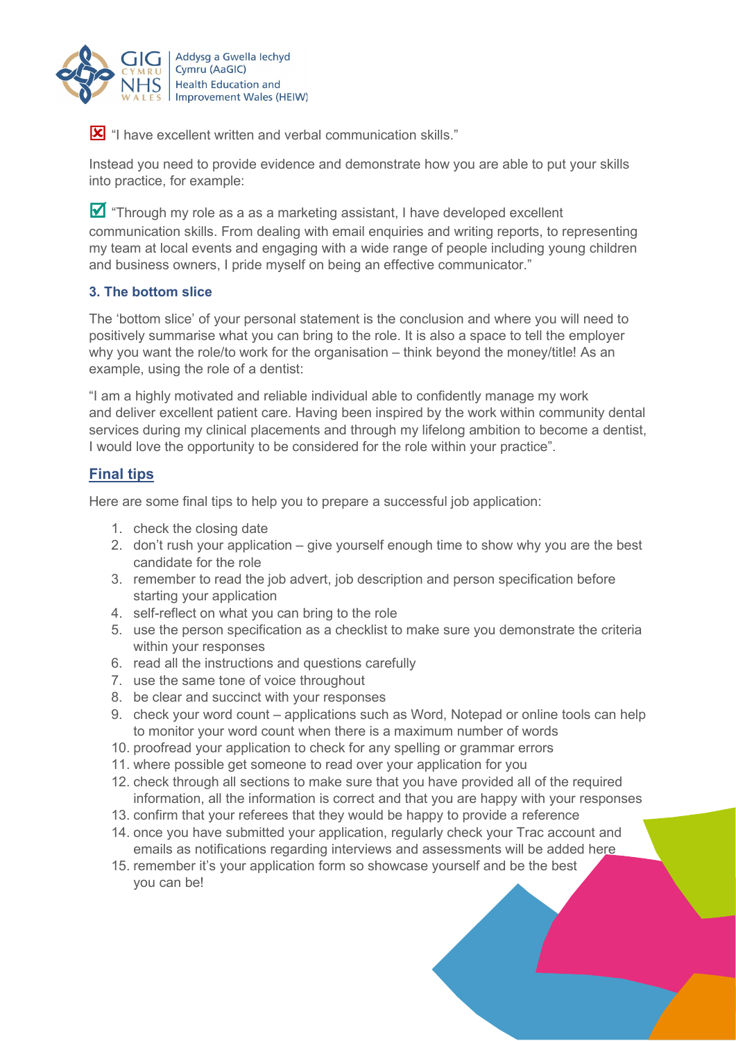❎ "I have excellent written and verbal communication skills."

Instead you need to provide evidence and demonstrate how you are able to put your skills into practice, for example:

☑ "Through my role as a as a marketing assistant, I have developed excellent communication skills. From dealing with email enquiries and writing reports, to representing my team at local events and engaging with a wide range of people including young children and business owners, I pride myself on being an effective communicator."

**3. The bottom slice**

The 'bottom slice' of your personal statement is the conclusion and where you will need to positively summarise what you can bring to the role. It is also a space to tell the employer why you want the role/to work for the organisation – think beyond the money/title! As an example, using the role of a dentist:

"I am a highly motivated and reliable individual able to confidently manage my work and deliver excellent patient care. Having been inspired by the work within community dental services during my clinical placements and through my lifelong ambition to become a dentist, I would love the opportunity to be considered for the role within your practice".

## Final tips

Here are some final tips to help you to prepare a successful job application:

1. check the closing date
2. don't rush your application – give yourself enough time to show why you are the best candidate for the role
3. remember to read the job advert, job description and person specification before starting your application
4. self-reflect on what you can bring to the role
5. use the person specification as a checklist to make sure you demonstrate the criteria within your responses
6. read all the instructions and questions carefully
7. use the same tone of voice throughout
8. be clear and succinct with your responses
9. check your word count – applications such as Word, Notepad or online tools can help to monitor your word count when there is a maximum number of words
10. proofread your application to check for any spelling or grammar errors
11. where possible get someone to read over your application for you
12. check through all sections to make sure that you have provided all of the required information, all the information is correct and that you are happy with your responses
13. confirm that your referees that they would be happy to provide a reference
14. once you have submitted your application, regularly check your Trac account and emails as notifications regarding interviews and assessments will be added here
15. remember it's your application form so showcase yourself and be the best you can be!